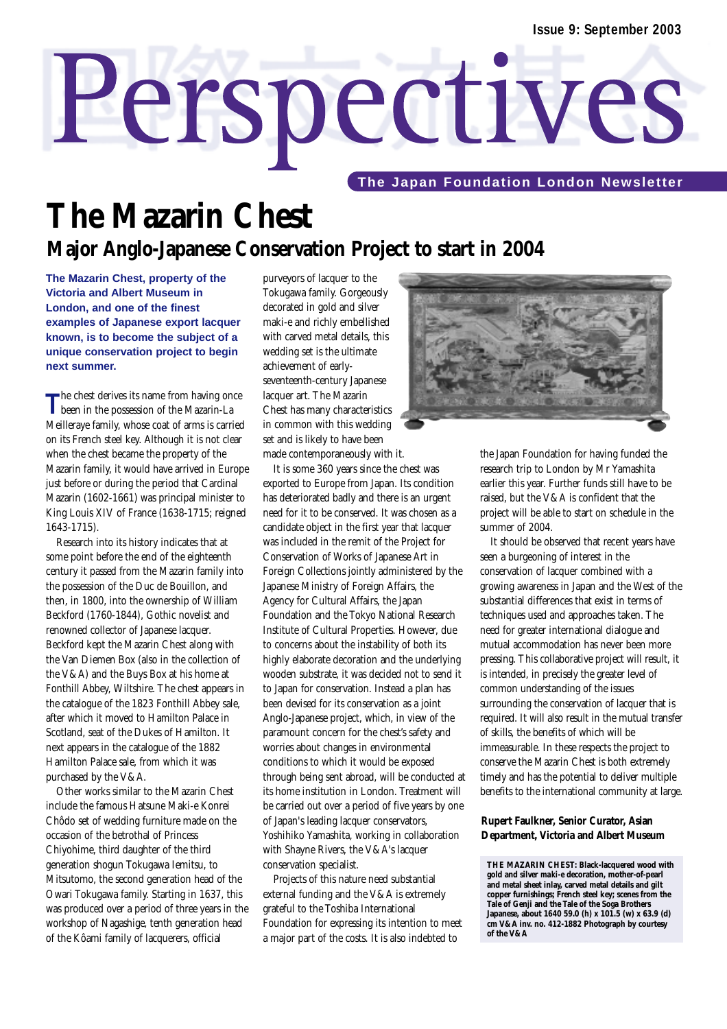# Perspectives

**The Japan Foundation London Newsletter**

# The Mazarin Chest

## Major Anglo-Japanese Conservation Project to start in 2004

**The Mazarin Chest, property of the Victoria and Albert Museum in London, and one of the finest examples of Japanese export lacquer known, is to become the subject of a unique conservation project to begin next summer.**

The chest derives its name from having once been in the possession of the Mazarin-La Meilleraye family, whose coat of arms is carried on its French steel key. Although it is not clear when the chest became the property of the Mazarin family, it would have arrived in Europe just before or during the period that Cardinal Mazarin (1602-1661) was principal minister to King Louis XIV of France (1638-1715; reigned 1643-1715).

Research into its history indicates that at some point before the end of the eighteenth century it passed from the Mazarin family into the possession of the Duc de Bouillon, and then, in 1800, into the ownership of William Beckford (1760-1844), Gothic novelist and renowned collector of Japanese lacquer. Beckford kept the Mazarin Chest along with the Van Diemen Box (also in the collection of the V&A) and the Buys Box at his home at Fonthill Abbey, Wiltshire. The chest appears in the catalogue of the 1823 Fonthill Abbey sale, after which it moved to Hamilton Palace in Scotland, seat of the Dukes of Hamilton. It next appears in the catalogue of the 1882 Hamilton Palace sale, from which it was purchased by the V&A.

Other works similar to the Mazarin Chest include the famous Hatsune Maki-e Konrei Chôdo set of wedding furniture made on the occasion of the betrothal of Princess Chiyohime, third daughter of the third generation shogun Tokugawa Iemitsu, to Mitsutomo, the second generation head of the Owari Tokugawa family. Starting in 1637, this was produced over a period of three years in the workshop of Nagashige, tenth generation head of the Kôami family of lacquerers, official purveyors of lacquer to the Tokugawa family. Gorgeously decorated in gold and silver maki-e and richly embellished with carved metal details, this wedding set is the ultimate achievement of early-seventeenth-century Japanese lacquer art. The Mazarin Chest has many characteristics in common with this wedding set and is likely to have been made contemporaneously with it.

It is some 360 years since the chest was exported to Europe from Japan. Its condition has deteriorated badly and there is an urgent need for it to be conserved. It was chosen as a candidate object in the first year that lacquer was included in the remit of the Project for Conservation of Works of Japanese Art in Foreign Collections jointly administered by the Japanese Ministry of Foreign Affairs, the Agency for Cultural Affairs, the Japan Foundation and the Tokyo National Research Institute of Cultural Properties. However, due to concerns about the instability of both its highly elaborate decoration and the underlying wooden substrate, it was decided not to send it to Japan for conservation. Instead a plan has been devised for its conservation as a joint Anglo-Japanese project, which, in view of the paramount concern for the chest's safety and worries about changes in environmental conditions to which it would be exposed through being sent abroad, will be conducted at its home institution in London. Treatment will be carried out over a period of five years by one of Japan's leading lacquer conservators, Yoshihiko Yamashita, working in collaboration with Shayne Rivers, the V&A's lacquer conservation specialist.

Projects of this nature need substantial external funding and the V&A is extremely grateful to the Toshiba International Foundation for expressing its intention to meet a major part of the costs. It is also indebted to the Japan Foundation for having funded the research trip to London by Mr Yamashita earlier this year. Further funds still have to be raised, but the V&A is confident that the project will be able to start on schedule in the summer of 2004.

It should be observed that recent years have seen a burgeoning of interest in the conservation of lacquer combined with a growing awareness in Japan and the West of the substantial differences that exist in terms of techniques used and approaches taken. The need for greater international dialogue and mutual accommodation has never been more pressing. This collaborative project will result, it is intended, in precisely the greater level of common understanding of the issues surrounding the conservation of lacquer that is required. It will also result in the mutual transfer of skills, the benefits of which will be immeasurable. In these respects the project to conserve the Mazarin Chest is both extremely timely and has the potential to deliver multiple benefits to the international community at large.

**Rupert Faulkner, Senior Curator, Asian Department, Victoria and Albert Museum**

**THE MAZARIN CHEST: Black-lacquered wood with gold and silver maki-e decoration, mother-of-pearl and metal sheet inlay, carved metal details and gilt copper furnishings; French steel key; scenes from the Tale of Genji and the Tale of the Soga Brothers Japanese, about 1640 59.0 (h) x 101.5 (w) x 63.9 (d) cm V&A inv. no. 412-1882 Photograph by courtesy of the V&A**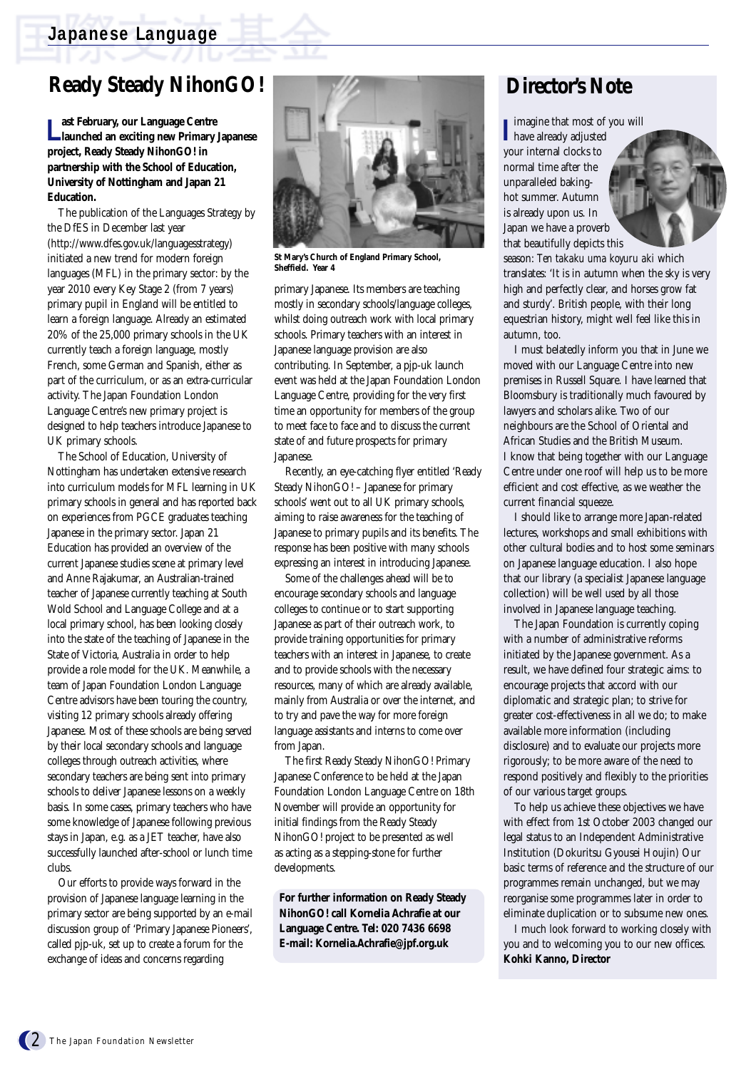## Japanese Language

# Ready Steady NihonGO!

**Last February, our Language Centre launched an exciting new Primary Japanese project, Ready Steady NihonGO! in partnership with the School of Education, University of Nottingham and Japan 21 Education.**

The publication of the Languages Strategy by the DfES in December last year (http://www.dfes.gov.uk/languagesstrategy) initiated a new trend for modern foreign languages (MFL) in the primary sector: by the year 2010 every Key Stage 2 (from 7 years) primary pupil in England will be entitled to learn a foreign language. Already an estimated 20% of the 25,000 primary schools in the UK currently teach a foreign language, mostly French, some German and Spanish, either as part of the curriculum, or as an extra-curricular activity. The Japan Foundation London Language Centre's new primary project is designed to help teachers introduce Japanese to UK primary schools.

The School of Education, University of Nottingham has undertaken extensive research into curriculum models for MFL learning in UK primary schools in general and has reported back on experiences from PGCE graduates teaching Japanese in the primary sector. Japan 21 Education has provided an overview of the current Japanese studies scene at primary level and Anne Rajakumar, an Australian-trained teacher of Japanese currently teaching at South Wold School and Language College and at a local primary school, has been looking closely into the state of the teaching of Japanese in the State of Victoria, Australia in order to help provide a role model for the UK. Meanwhile, a team of Japan Foundation London Language Centre advisors have been touring the country, visiting 12 primary schools already offering Japanese. Most of these schools are being served by their local secondary schools and language colleges through outreach activities, where secondary teachers are being sent into primary schools to deliver Japanese lessons on a weekly basis. In some cases, primary teachers who have some knowledge of Japanese following previous stays in Japan, e.g. as a JET teacher, have also successfully launched after-school or lunch time clubs.

Our efforts to provide ways forward in the provision of Japanese language learning in the primary sector are being supported by an e-mail discussion group of 'Primary Japanese Pioneers', called pjp-uk, set up to create a forum for the exchange of ideas and concerns regarding primary Japanese. Its members are teaching mostly in secondary schools/language colleges, whilst doing outreach work with local primary schools. Primary teachers with an interest in Japanese language provision are also contributing. In September, a pjp-uk launch event was held at the Japan Foundation London Language Centre, providing for the very first time an opportunity for members of the group to meet face to face and to discuss the current state of and future prospects for primary Japanese.

**St Mary's Church of England Primary School, Sheffield. Year 4**

Recently, an eye-catching flyer entitled 'Ready Steady NihonGO! – Japanese for primary schools' went out to all UK primary schools, aiming to raise awareness for the teaching of Japanese to primary pupils and its benefits. The response has been positive with many schools expressing an interest in introducing Japanese.

Some of the challenges ahead will be to encourage secondary schools and language colleges to continue or to start supporting Japanese as part of their outreach work, to provide training opportunities for primary teachers with an interest in Japanese, to create and to provide schools with the necessary resources, many of which are already available, mainly from Australia or over the internet, and to try and pave the way for more foreign language assistants and interns to come over from Japan.

The first Ready Steady NihonGO! Primary Japanese Conference to be held at the Japan Foundation London Language Centre on 18th November will provide an opportunity for initial findings from the Ready Steady NihonGO! project to be presented as well as acting as a stepping-stone for further developments.

**For further information on Ready Steady NihonGO! call Kornelia Achrafie at our Language Centre. Tel: 020 7436 6698 E-mail: Kornelia.Achrafie@jpf.org.uk**

# Director's Note

I imagine that most of you will have already adjusted your internal clocks to normal time after the unparalleled baking-hot summer. Autumn is already upon us. In Japan we have a proverb that beautifully depicts this season: *Ten takaku uma koyuru aki* which translates: 'It is in autumn when the sky is very high and perfectly clear, and horses grow fat and sturdy'. British people, with their long equestrian history, might well feel like this in autumn, too.

I must belatedly inform you that in June we moved with our Language Centre into new premises in Russell Square. I have learned that Bloomsbury is traditionally much favoured by lawyers and scholars alike. Two of our neighbours are the School of Oriental and African Studies and the British Museum. I know that being together with our Language Centre under one roof will help us to be more efficient and cost effective, as we weather the current financial squeeze.

I should like to arrange more Japan-related lectures, workshops and small exhibitions with other cultural bodies and to host some seminars on Japanese language education. I also hope that our library (a specialist Japanese language collection) will be well used by all those involved in Japanese language teaching.

The Japan Foundation is currently coping with a number of administrative reforms initiated by the Japanese government. As a result, we have defined four strategic aims: to encourage projects that accord with our diplomatic and strategic plan; to strive for greater cost-effectiveness in all we do; to make available more information (including disclosure) and to evaluate our projects more rigorously; to be more aware of the need to respond positively and flexibly to the priorities of our various target groups.

To help us achieve these objectives we have with effect from 1st October 2003 changed our legal status to an Independent Administrative Institution (Dokuritsu Gyousei Houjin) Our basic terms of reference and the structure of our programmes remain unchanged, but we may reorganise some programmes later in order to eliminate duplication or to subsume new ones.

I much look forward to working closely with you and to welcoming you to our new offices.

**Kohki Kanno, Director**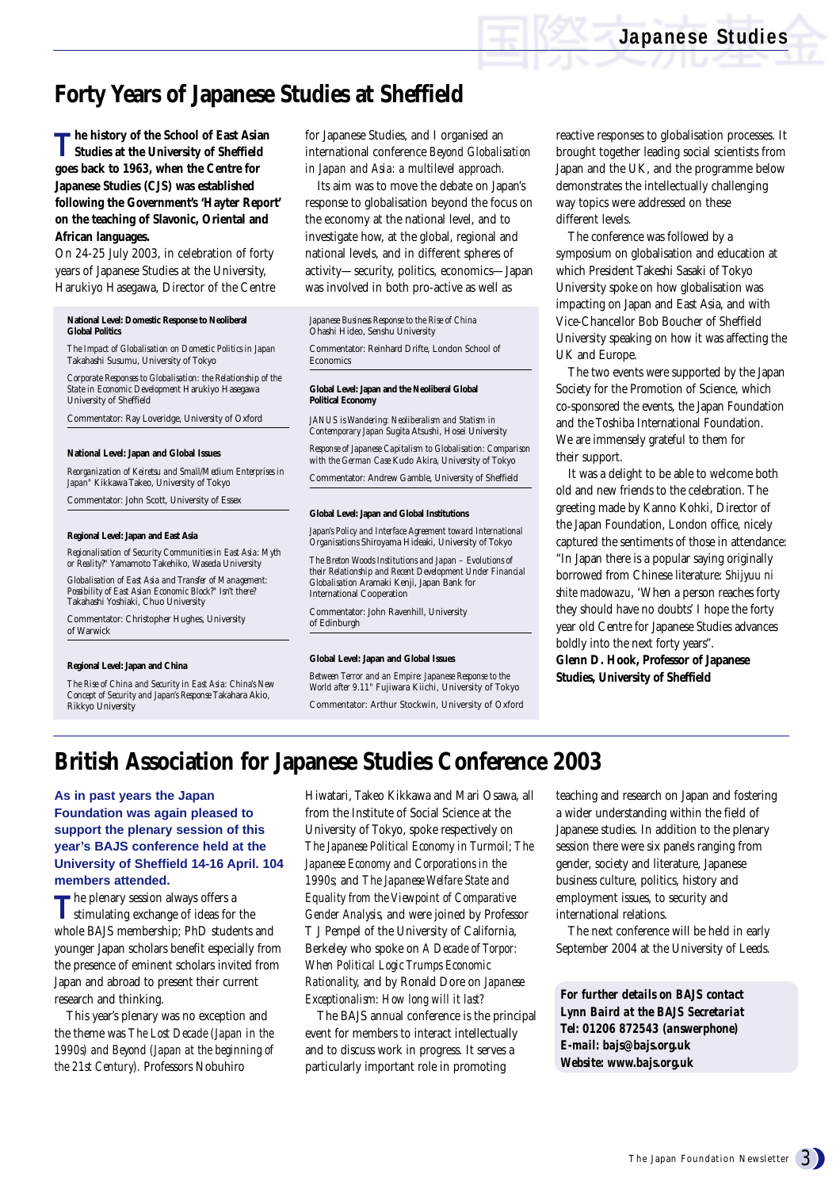# Forty Years of Japanese Studies at Sheffield

**The history of the School of East Asian Studies at the University of Sheffield goes back to 1963, when the Centre for Japanese Studies (CJS) was established following the Government's 'Hayter Report' on the teaching of Slavonic, Oriental and African languages.**

On 24-25 July 2003, in celebration of forty years of Japanese Studies at the University, Harukiyo Hasegawa, Director of the Centre for Japanese Studies, and I organised an international conference *Beyond Globalisation in Japan and Asia: a multilevel approach.*

Its aim was to move the debate on Japan's response to globalisation beyond the focus on the economy at the national level, and to investigate how, at the global, regional and national levels, and in different spheres of activity—security, politics, economics—Japan was involved in both pro-active as well as reactive responses to globalisation processes. It brought together leading social scientists from Japan and the UK, and the programme below demonstrates the intellectually challenging way topics were addressed on these different levels.

**National Level: Domestic Response to Neoliberal Global Politics**

*The Impact of Globalisation on Domestic Politics in Japan* Takahashi Susumu, University of Tokyo

*Corporate Responses to Globalisation: the Relationship of the State in Economic Development* Harukiyo Hasegawa University of Sheffield

Commentator: Ray Loveridge, University of Oxford

**National Level: Japan and Global Issues**

*Reorganization of Keiretsu and Small/Medium Enterprises in Japan"* Kikkawa Takeo, University of Tokyo

Commentator: John Scott, University of Essex

**Regional Level: Japan and East Asia**

*Regionalisation of Security Communities in East Asia: Myth or Reality?"* Yamamoto Takehiko, Waseda University

*Globalisation of East Asia and Transfer of Management: Possibility of East Asian Economic Block?" Isn't there?* Takahashi Yoshiaki, Chuo University

Commentator: Christopher Hughes, University of Warwick

**Regional Level: Japan and China**

*The Rise of China and Security in East Asia: China's New Concept of Security and Japan's Response* Takahara Akio, Rikkyo University

*Japanese Business Response to the Rise of China* Ohashi Hideo, Senshu University

Commentator: Reinhard Drifte, London School of Economics

**Global Level: Japan and the Neoliberal Global Political Economy**

*JANUS is Wandering: Neoliberalism and Statism in Contemporary Japan* Sugita Atsushi, Hosei University

*Response of Japanese Capitalism to Globalisation: Comparison with the German Case* Kudo Akira, University of Tokyo

Commentator: Andrew Gamble, University of Sheffield

**Global Level: Japan and Global Institutions**

*Japan's Policy and Interface Agreement toward International Organisations* Shiroyama Hideaki, University of Tokyo

*The Breton Woods Institutions and Japan – Evolutions of their Relationship and Recent Development Under Financial Globalisation* Aramaki Kenji, Japan Bank for International Cooperation

Commentator: John Ravenhill, University of Edinburgh

**Global Level: Japan and Global Issues**

*Between Terror and an Empire: Japanese Response to the World after 9.11"* Fujiwara Kiichi, University of Tokyo

Commentator: Arthur Stockwin, University of Oxford

The conference was followed by a symposium on globalisation and education at which President Takeshi Sasaki of Tokyo University spoke on how globalisation was impacting on Japan and East Asia, and with Vice-Chancellor Bob Boucher of Sheffield University speaking on how it was affecting the UK and Europe.

The two events were supported by the Japan Society for the Promotion of Science, which co-sponsored the events, the Japan Foundation and the Toshiba International Foundation. We are immensely grateful to them for their support.

It was a delight to be able to welcome both old and new friends to the celebration. The greeting made by Kanno Kohki, Director of the Japan Foundation, London office, nicely captured the sentiments of those in attendance: "In Japan there is a popular saying originally borrowed from Chinese literature: *Shijyuu ni shite madowazu*, 'When a person reaches forty they should have no doubts' I hope the forty year old Centre for Japanese Studies advances boldly into the next forty years".

**Glenn D. Hook, Professor of Japanese Studies, University of Sheffield**

# British Association for Japanese Studies Conference 2003

**As in past years the Japan Foundation was again pleased to support the plenary session of this year's BAJS conference held at the University of Sheffield 14-16 April. 104 members attended.**

The plenary session always offers a stimulating exchange of ideas for the whole BAJS membership; PhD students and younger Japan scholars benefit especially from the presence of eminent scholars invited from Japan and abroad to present their current research and thinking.

This year's plenary was no exception and the theme was *The Lost Decade (Japan in the 1990s) and Beyond (Japan at the beginning of the 21st Century)*. Professors Nobuhiro Hiwatari, Takeo Kikkawa and Mari Osawa, all from the Institute of Social Science at the University of Tokyo, spoke respectively on *The Japanese Political Economy in Turmoil; The Japanese Economy and Corporations in the 1990s*; and *The Japanese Welfare State and Equality from the Viewpoint of Comparative Gender Analysis*, and were joined by Professor T J Pempel of the University of California, Berkeley who spoke on *A Decade of Torpor: When Political Logic Trumps Economic Rationality*, and by Ronald Dore on *Japanese Exceptionalism: How long will it last?*

The BAJS annual conference is the principal event for members to interact intellectually and to discuss work in progress. It serves a particularly important role in promoting teaching and research on Japan and fostering a wider understanding within the field of Japanese studies. In addition to the plenary session there were six panels ranging from gender, society and literature, Japanese business culture, politics, history and employment issues, to security and international relations.

The next conference will be held in early September 2004 at the University of Leeds.

***For further details on BAJS contact Lynn Baird at the BAJS Secretariat***
***Tel: 01206 872543 (answerphone)***
***E-mail: bajs@bajs.org.uk***
***Website: www.bajs.org.uk***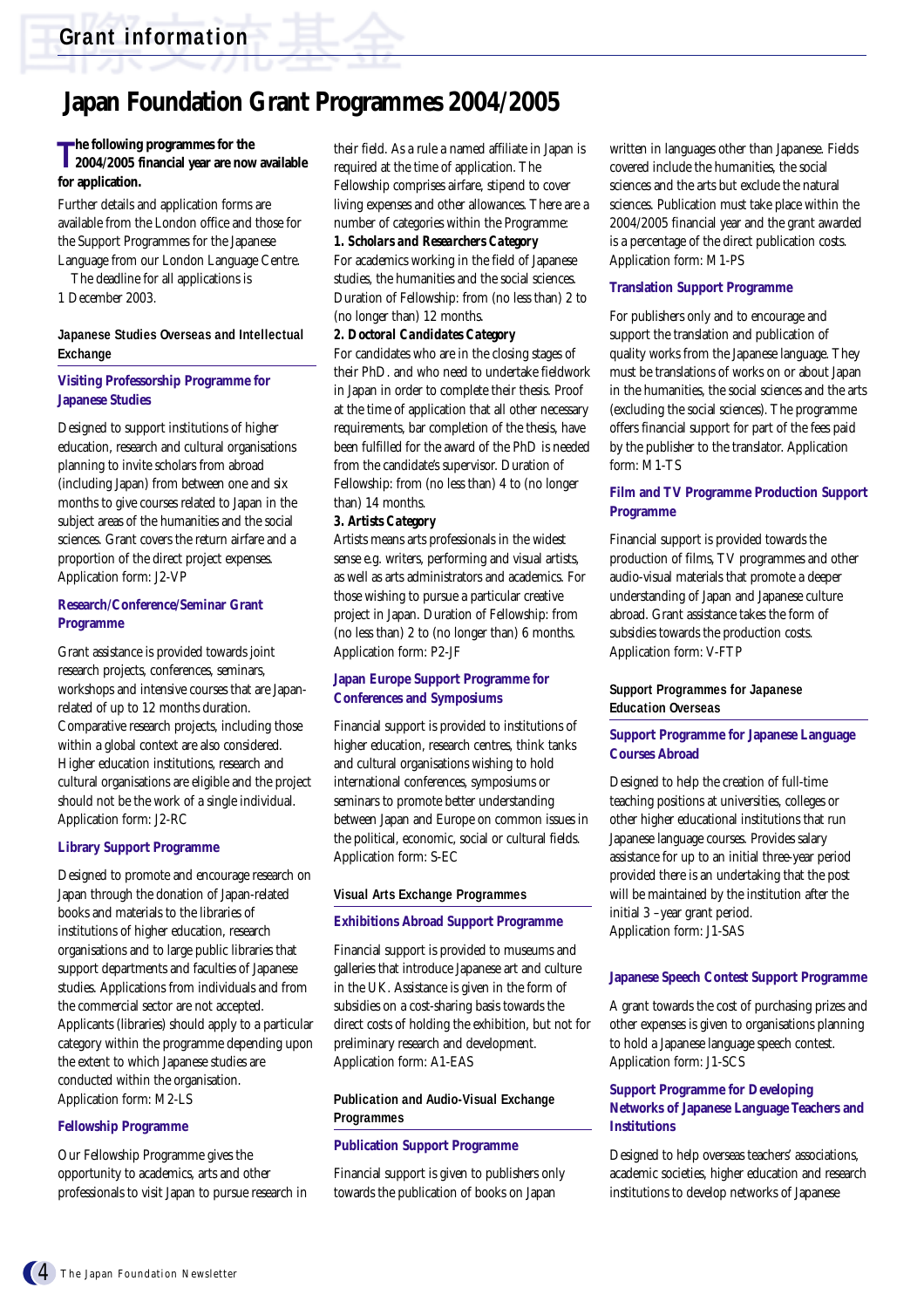## Grant information

# Japan Foundation Grant Programmes 2004/2005

**The following programmes for the 2004/2005 financial year are now available for application.**

Further details and application forms are available from the London office and those for the Support Programmes for the Japanese Language from our London Language Centre.

The deadline for all applications is 1 December 2003.

### Japanese Studies Overseas and Intellectual Exchange

#### Visiting Professorship Programme for Japanese Studies

Designed to support institutions of higher education, research and cultural organisations planning to invite scholars from abroad (including Japan) from between one and six months to give courses related to Japan in the subject areas of the humanities and the social sciences. Grant covers the return airfare and a proportion of the direct project expenses.
Application form: J2-VP

#### Research/Conference/Seminar Grant Programme

Grant assistance is provided towards joint research projects, conferences, seminars, workshops and intensive courses that are Japan-related of up to 12 months duration. Comparative research projects, including those within a global context are also considered. Higher education institutions, research and cultural organisations are eligible and the project should not be the work of a single individual.
Application form: J2-RC

#### Library Support Programme

Designed to promote and encourage research on Japan through the donation of Japan-related books and materials to the libraries of institutions of higher education, research organisations and to large public libraries that support departments and faculties of Japanese studies. Applications from individuals and from the commercial sector are not accepted. Applicants (libraries) should apply to a particular category within the programme depending upon the extent to which Japanese studies are conducted within the organisation.
Application form: M2-LS

#### Fellowship Programme

Our Fellowship Programme gives the opportunity to academics, arts and other professionals to visit Japan to pursue research in their field. As a rule a named affiliate in Japan is required at the time of application. The Fellowship comprises airfare, stipend to cover living expenses and other allowances. There are a number of categories within the Programme:

**1. Scholars and Researchers Category**
For academics working in the field of Japanese studies, the humanities and the social sciences. Duration of Fellowship: from (no less than) 2 to (no longer than) 12 months.

**2. Doctoral Candidates Category**
For candidates who are in the closing stages of their PhD. and who need to undertake fieldwork in Japan in order to complete their thesis. Proof at the time of application that all other necessary requirements, bar completion of the thesis, have been fulfilled for the award of the PhD is needed from the candidate's supervisor. Duration of Fellowship: from (no less than) 4 to (no longer than) 14 months.

**3. Artists Category**
Artists means arts professionals in the widest sense e.g. writers, performing and visual artists, as well as arts administrators and academics. For those wishing to pursue a particular creative project in Japan. Duration of Fellowship: from (no less than) 2 to (no longer than) 6 months.
Application form: P2-JF

#### Japan Europe Support Programme for Conferences and Symposiums

Financial support is provided to institutions of higher education, research centres, think tanks and cultural organisations wishing to hold international conferences, symposiums or seminars to promote better understanding between Japan and Europe on common issues in the political, economic, social or cultural fields.
Application form: S-EC

### Visual Arts Exchange Programmes

#### Exhibitions Abroad Support Programme

Financial support is provided to museums and galleries that introduce Japanese art and culture in the UK. Assistance is given in the form of subsidies on a cost-sharing basis towards the direct costs of holding the exhibition, but not for preliminary research and development.
Application form: A1-EAS

### Publication and Audio-Visual Exchange Programmes

#### Publication Support Programme

Financial support is given to publishers only towards the publication of books on Japan written in languages other than Japanese. Fields covered include the humanities, the social sciences and the arts but exclude the natural sciences. Publication must take place within the 2004/2005 financial year and the grant awarded is a percentage of the direct publication costs.
Application form: M1-PS

#### Translation Support Programme

For publishers only and to encourage and support the translation and publication of quality works from the Japanese language. They must be translations of works on or about Japan in the humanities, the social sciences and the arts (excluding the social sciences). The programme offers financial support for part of the fees paid by the publisher to the translator. Application form: M1-TS

#### Film and TV Programme Production Support Programme

Financial support is provided towards the production of films, TV programmes and other audio-visual materials that promote a deeper understanding of Japan and Japanese culture abroad. Grant assistance takes the form of subsidies towards the production costs.
Application form: V-FTP

### Support Programmes for Japanese Education Overseas

#### Support Programme for Japanese Language Courses Abroad

Designed to help the creation of full-time teaching positions at universities, colleges or other higher educational institutions that run Japanese language courses. Provides salary assistance for up to an initial three-year period provided there is an undertaking that the post will be maintained by the institution after the initial 3 –year grant period.
Application form: J1-SAS

#### Japanese Speech Contest Support Programme

A grant towards the cost of purchasing prizes and other expenses is given to organisations planning to hold a Japanese language speech contest.
Application form: J1-SCS

#### Support Programme for Developing Networks of Japanese Language Teachers and Institutions

Designed to help overseas teachers' associations, academic societies, higher education and research institutions to develop networks of Japanese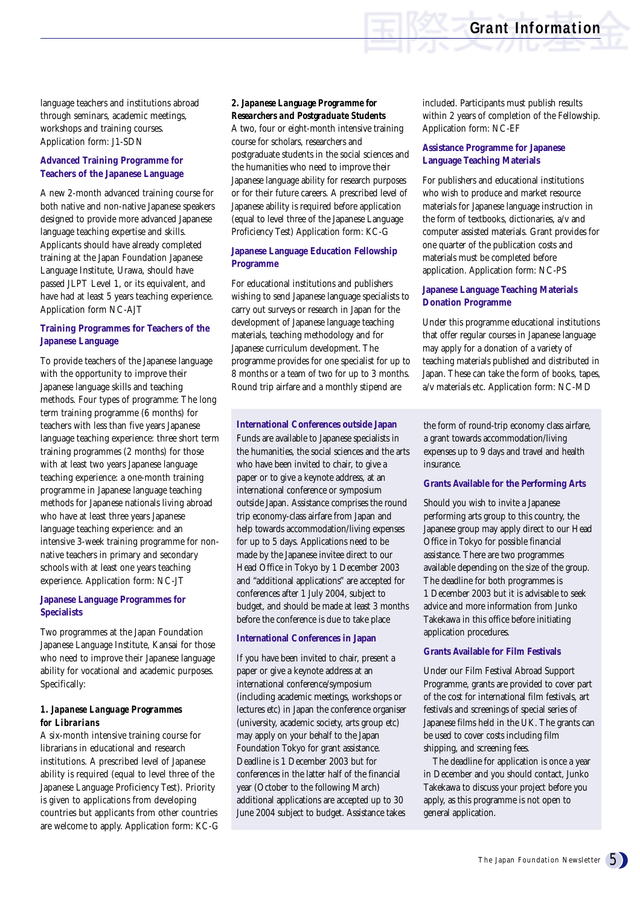language teachers and institutions abroad through seminars, academic meetings, workshops and training courses. Application form: J1-SDN

### Advanced Training Programme for Teachers of the Japanese Language

A new 2-month advanced training course for both native and non-native Japanese speakers designed to provide more advanced Japanese language teaching expertise and skills. Applicants should have already completed training at the Japan Foundation Japanese Language Institute, Urawa, should have passed JLPT Level 1, or its equivalent, and have had at least 5 years teaching experience. Application form NC-AJT

### Training Programmes for Teachers of the Japanese Language

To provide teachers of the Japanese language with the opportunity to improve their Japanese language skills and teaching methods. Four types of programme: The long term training programme (6 months) for teachers with less than five years Japanese language teaching experience: three short term training programmes (2 months) for those with at least two years Japanese language teaching experience: a one-month training programme in Japanese language teaching methods for Japanese nationals living abroad who have at least three years Japanese language teaching experience: and an intensive 3-week training programme for non-native teachers in primary and secondary schools with at least one years teaching experience. Application form: NC-JT

### Japanese Language Programmes for Specialists

Two programmes at the Japan Foundation Japanese Language Institute, Kansai for those who need to improve their Japanese language ability for vocational and academic purposes. Specifically:

**1. Japanese Language Programmes for Librarians**
A six-month intensive training course for librarians in educational and research institutions. A prescribed level of Japanese ability is required (equal to level three of the Japanese Language Proficiency Test). Priority is given to applications from developing countries but applicants from other countries are welcome to apply. Application form: KC-G

**2. Japanese Language Programme for Researchers and Postgraduate Students**
A two, four or eight-month intensive training course for scholars, researchers and postgraduate students in the social sciences and the humanities who need to improve their Japanese language ability for research purposes or for their future careers. A prescribed level of Japanese ability is required before application (equal to level three of the Japanese Language Proficiency Test) Application form: KC-G

### Japanese Language Education Fellowship Programme

For educational institutions and publishers wishing to send Japanese language specialists to carry out surveys or research in Japan for the development of Japanese language teaching materials, teaching methodology and for Japanese curriculum development. The programme provides for one specialist for up to 8 months or a team of two for up to 3 months. Round trip airfare and a monthly stipend are included. Participants must publish results within 2 years of completion of the Fellowship. Application form: NC-EF

### Assistance Programme for Japanese Language Teaching Materials

For publishers and educational institutions who wish to produce and market resource materials for Japanese language instruction in the form of textbooks, dictionaries, a/v and computer assisted materials. Grant provides for one quarter of the publication costs and materials must be completed before application. Application form: NC-PS

### Japanese Language Teaching Materials Donation Programme

Under this programme educational institutions that offer regular courses in Japanese language may apply for a donation of a variety of teaching materials published and distributed in Japan. These can take the form of books, tapes, a/v materials etc. Application form: NC-MD

### International Conferences outside Japan

Funds are available to Japanese specialists in the humanities, the social sciences and the arts who have been invited to chair, to give a paper or to give a keynote address, at an international conference or symposium outside Japan. Assistance comprises the round trip economy-class airfare from Japan and help towards accommodation/living expenses for up to 5 days. Applications need to be made by the Japanese invitee direct to our Head Office in Tokyo by 1 December 2003 and "additional applications" are accepted for conferences after 1 July 2004, subject to budget, and should be made at least 3 months before the conference is due to take place

### International Conferences in Japan

If you have been invited to chair, present a paper or give a keynote address at an international conference/symposium (including academic meetings, workshops or lectures etc) in Japan the conference organiser (university, academic society, arts group etc) may apply on your behalf to the Japan Foundation Tokyo for grant assistance. Deadline is 1 December 2003 but for conferences in the latter half of the financial year (October to the following March) additional applications are accepted up to 30 June 2004 subject to budget. Assistance takes the form of round-trip economy class airfare, a grant towards accommodation/living expenses up to 9 days and travel and health insurance.

### Grants Available for the Performing Arts

Should you wish to invite a Japanese performing arts group to this country, the Japanese group may apply direct to our Head Office in Tokyo for possible financial assistance. There are two programmes available depending on the size of the group. The deadline for both programmes is 1 December 2003 but it is advisable to seek advice and more information from Junko Takekawa in this office before initiating application procedures.

### Grants Available for Film Festivals

Under our Film Festival Abroad Support Programme, grants are provided to cover part of the cost for international film festivals, art festivals and screenings of special series of Japanese films held in the UK. The grants can be used to cover costs including film shipping, and screening fees.

The deadline for application is once a year in December and you should contact, Junko Takekawa to discuss your project before you apply, as this programme is not open to general application.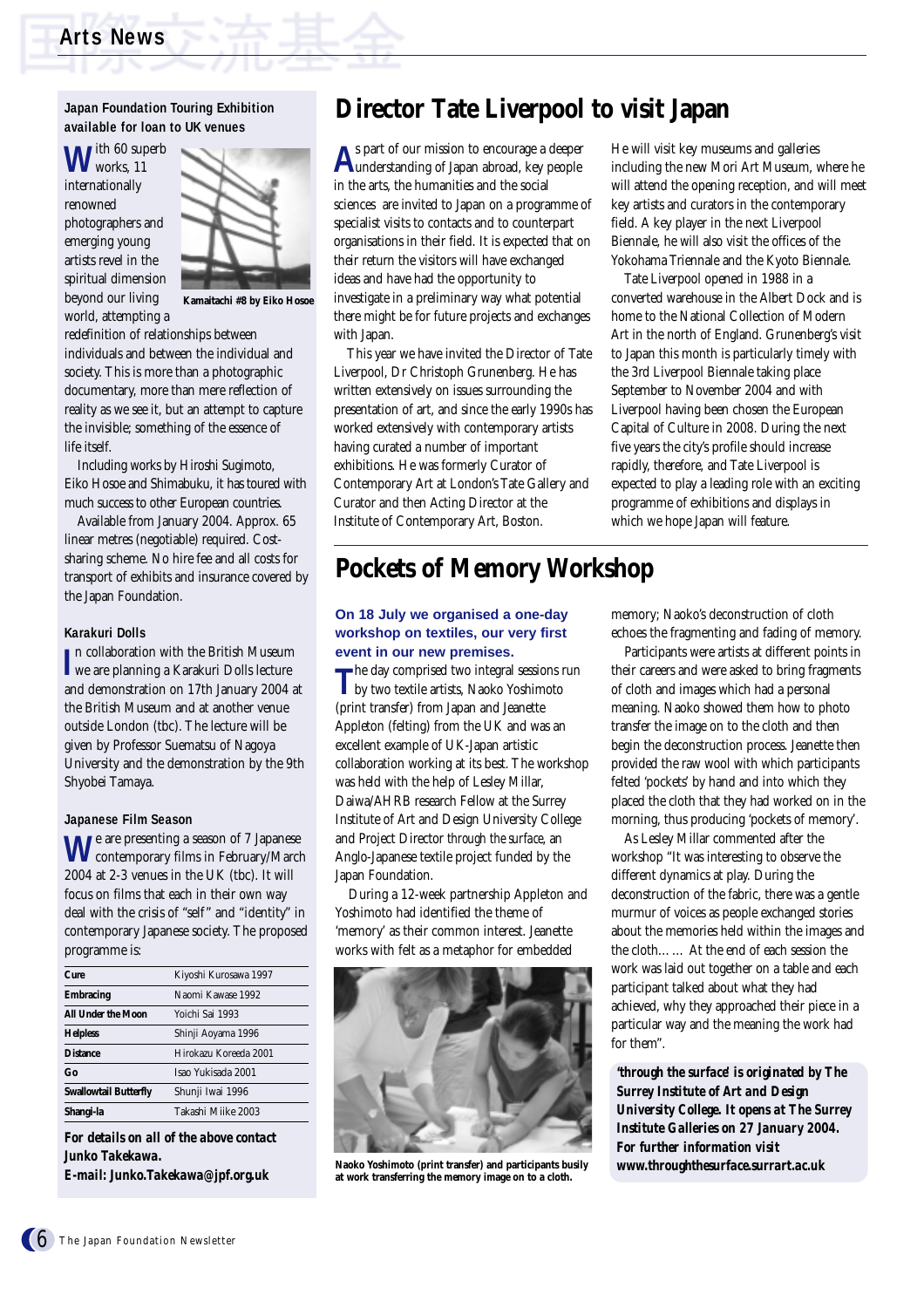## Japan Foundation Touring Exhibition available for loan to UK venues

With 60 superb works, 11 internationally renowned photographers and emerging young artists revel in the spiritual dimension beyond our living world, attempting a redefinition of relationships between individuals and between the individual and society. This is more than a photographic documentary, more than mere reflection of reality as we see it, but an attempt to capture the invisible; something of the essence of life itself.

Kamaitachi #8 by Eiko Hosoe

Including works by Hiroshi Sugimoto, Eiko Hosoe and Shimabuku, it has toured with much success to other European countries.

Available from January 2004. Approx. 65 linear metres (negotiable) required. Cost-sharing scheme. No hire fee and all costs for transport of exhibits and insurance covered by the Japan Foundation.

## Karakuri Dolls

In collaboration with the British Museum we are planning a Karakuri Dolls lecture and demonstration on 17th January 2004 at the British Museum and at another venue outside London (tbc). The lecture will be given by Professor Suematsu of Nagoya University and the demonstration by the 9th Shyobei Tamaya.

## Japanese Film Season

We are presenting a season of 7 Japanese contemporary films in February/March 2004 at 2-3 venues in the UK (tbc). It will focus on films that each in their own way deal with the crisis of "self" and "identity" in contemporary Japanese society. The proposed programme is:

| | |
|---|---|
| **Cure** | Kiyoshi Kurosawa 1997 |
| **Embracing** | Naomi Kawase 1992 |
| **All Under the Moon** | Yoichi Sai 1993 |
| **Helpless** | Shinji Aoyama 1996 |
| **Distance** | Hirokazu Koreeda 2001 |
| **Go** | Isao Yukisada 2001 |
| **Swallowtail Butterfly** | Shunji Iwai 1996 |
| **Shangi-la** | Takashi Miike 2003 |

**For details on all of the above contact Junko Takekawa.**
**E-mail: Junko.Takekawa@jpf.org.uk**

# Director Tate Liverpool to visit Japan

As part of our mission to encourage a deeper understanding of Japan abroad, key people in the arts, the humanities and the social sciences are invited to Japan on a programme of specialist visits to contacts and to counterpart organisations in their field. It is expected that on their return the visitors will have exchanged ideas and have had the opportunity to investigate in a preliminary way what potential there might be for future projects and exchanges with Japan.

This year we have invited the Director of Tate Liverpool, Dr Christoph Grunenberg. He has written extensively on issues surrounding the presentation of art, and since the early 1990s has worked extensively with contemporary artists having curated a number of important exhibitions. He was formerly Curator of Contemporary Art at London's Tate Gallery and Curator and then Acting Director at the Institute of Contemporary Art, Boston.

He will visit key museums and galleries including the new Mori Art Museum, where he will attend the opening reception, and will meet key artists and curators in the contemporary field. A key player in the next Liverpool Biennale, he will also visit the offices of the Yokohama Triennale and the Kyoto Biennale.

Tate Liverpool opened in 1988 in a converted warehouse in the Albert Dock and is home to the National Collection of Modern Art in the north of England. Grunenberg's visit to Japan this month is particularly timely with the 3rd Liverpool Biennale taking place September to November 2004 and with Liverpool having been chosen the European Capital of Culture in 2008. During the next five years the city's profile should increase rapidly, therefore, and Tate Liverpool is expected to play a leading role with an exciting programme of exhibitions and displays in which we hope Japan will feature.

# Pockets of Memory Workshop

**On 18 July we organised a one-day workshop on textiles, our very first event in our new premises.**

The day comprised two integral sessions run by two textile artists, Naoko Yoshimoto (print transfer) from Japan and Jeanette Appleton (felting) from the UK and was an excellent example of UK-Japan artistic collaboration working at its best. The workshop was held with the help of Lesley Millar, Daiwa/AHRB research Fellow at the Surrey Institute of Art and Design University College and Project Director *through the surface*, an Anglo-Japanese textile project funded by the Japan Foundation.

During a 12-week partnership Appleton and Yoshimoto had identified the theme of 'memory' as their common interest. Jeanette works with felt as a metaphor for embedded memory; Naoko's deconstruction of cloth echoes the fragmenting and fading of memory.

Naoko Yoshimoto (print transfer) and participants busily at work transferring the memory image on to a cloth.

Participants were artists at different points in their careers and were asked to bring fragments of cloth and images which had a personal meaning. Naoko showed them how to photo transfer the image on to the cloth and then begin the deconstruction process. Jeanette then provided the raw wool with which participants felted 'pockets' by hand and into which they placed the cloth that they had worked on in the morning, thus producing 'pockets of memory'.

As Lesley Millar commented after the workshop "It was interesting to observe the different dynamics at play. During the deconstruction of the fabric, there was a gentle murmur of voices as people exchanged stories about the memories held within the images and the cloth…… At the end of each session the work was laid out together on a table and each participant talked about what they had achieved, why they approached their piece in a particular way and the meaning the work had for them".

***'through the surface' is originated by The Surrey Institute of Art and Design University College. It opens at The Surrey Institute Galleries on 27 January 2004. For further information visit www.throughthesurface.surrart.ac.uk***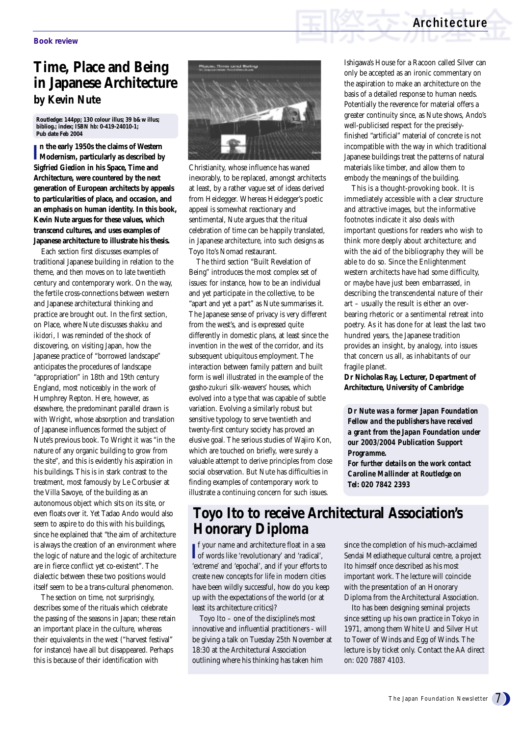**Book review**

# Time, Place and Being in Japanese Architecture

## by Kevin Nute

**Routledge: 144pp; 130 colour illus; 39 b&w illus; bibliog.; index; ISBN hb: 0-419-24010-1; Pub date Feb 2004**

**In the early 1950s the claims of Western Modernism, particularly as described by Sigfried Giedion in his Space, Time and Architecture, were countered by the next generation of European architects by appeals to particularities of place, and occasion, and an emphasis on human identity. In this book, Kevin Nute argues for these values, which transcend cultures, and uses examples of Japanese architecture to illustrate his thesis.**

Each section first discusses examples of traditional Japanese building in relation to the theme, and then moves on to late twentieth century and contemporary work. On the way, the fertile cross-connections between western and Japanese architectural thinking and practice are brought out. In the first section, on Place, where Nute discusses *shakku* and *ikidori*, I was reminded of the shock of discovering, on visiting Japan, how the Japanese practice of "borrowed landscape" anticipates the procedures of landscape "appropriation" in 18th and 19th century England, most noticeably in the work of Humphrey Repton. Here, however, as elsewhere, the predominant parallel drawn is with Wright, whose absorption and translation of Japanese influences formed the subject of Nute's previous book. To Wright it was "in the nature of any organic building to grow from the site", and this is evidently his aspiration in his buildings. This is in stark contrast to the treatment, most famously by Le Corbusier at the Villa Savoye, of the building as an autonomous object which sits on its site, or even floats over it. Yet Tadao Ando would also seem to aspire to do this with his buildings, since he explained that "the aim of architecture is always the creation of an environment where the logic of nature and the logic of architecture are in fierce conflict yet co-existent". The dialectic between these two positions would itself seem to be a trans-cultural phenomenon.

The section on time, not surprisingly, describes some of the rituals which celebrate the passing of the seasons in Japan; these retain an important place in the culture, whereas their equivalents in the west ("harvest festival" for instance) have all but disappeared. Perhaps this is because of their identification with Christianity, whose influence has waned inexorably, to be replaced, amongst architects at least, by a rather vague set of ideas derived from Heidegger. Whereas Heidegger's poetic appeal is somewhat reactionary and sentimental, Nute argues that the ritual celebration of time can be happily translated, in Japanese architecture, into such designs as Toyo Ito's Nomad restaurant.

The third section "Built Revelation of Being" introduces the most complex set of issues: for instance, how to be an individual and yet participate in the collective, to be "apart and yet a part" as Nute summarises it. The Japanese sense of privacy is very different from the west's, and is expressed quite differently in domestic plans, at least since the invention in the west of the corridor, and its subsequent ubiquitous employment. The interaction between family pattern and built form is well illustrated in the example of the *gassho-zukuri* silk-weavers' houses, which evolved into a type that was capable of subtle variation. Evolving a similarly robust but sensitive typology to serve twentieth and twenty-first century society has proved an elusive goal. The serious studies of Wajiro Kon, which are touched on briefly, were surely a valuable attempt to derive principles from close social observation. But Nute has difficulties in finding examples of contemporary work to illustrate a continuing concern for such issues. Ishigawa's House for a Racoon called Silver can only be accepted as an ironic commentary on the aspiration to make an architecture on the basis of a detailed response to human needs. Potentially the reverence for material offers a greater continuity since, as Nute shows, Ando's well-publicised respect for the precisely-finished "artificial" material of concrete is not incompatible with the way in which traditional Japanese buildings treat the patterns of natural materials like timber, and allow them to embody the meanings of the building.

This is a thought-provoking book. It is immediately accessible with a clear structure and attractive images, but the informative footnotes indicate it also deals with important questions for readers who wish to think more deeply about architecture; and with the aid of the bibliography they will be able to do so. Since the Enlightenment western architects have had some difficulty, or maybe have just been embarrassed, in describing the transcendental nature of their art – usually the result is either an over-bearing rhetoric or a sentimental retreat into poetry. As it has done for at least the last two hundred years, the Japanese tradition provides an insight, by analogy, into issues that concern us all, as inhabitants of our fragile planet.

**Dr Nicholas Ray, Lecturer, Department of Architecture, University of Cambridge**

***Dr Nute was a former Japan Foundation Fellow and the publishers have received a grant from the Japan Foundation under our 2003/2004 Publication Support Programme.***

***For further details on the work contact Caroline Mallinder at Routledge on Tel: 020 7842 2393***

# Toyo Ito to receive Architectural Association's Honorary Diploma

If your name and architecture float in a sea of words like 'revolutionary' and 'radical', 'extreme' and 'epochal', and if your efforts to create new concepts for life in modern cities have been wildly successful, how do you keep up with the expectations of the world (or at least its architecture critics)?

Toyo Ito – one of the discipline's most innovative and influential practitioners - will be giving a talk on Tuesday 25th November at 18:30 at the Architectural Association outlining where his thinking has taken him since the completion of his much-acclaimed Sendai Mediatheque cultural centre, a project Ito himself once described as his most important work. The lecture will coincide with the presentation of an Honorary Diploma from the Architectural Association.

Ito has been designing seminal projects since setting up his own practice in Tokyo in 1971, among them White U and Silver Hut to Tower of Winds and Egg of Winds. The lecture is by ticket only. Contact the AA direct on: 020 7887 4103.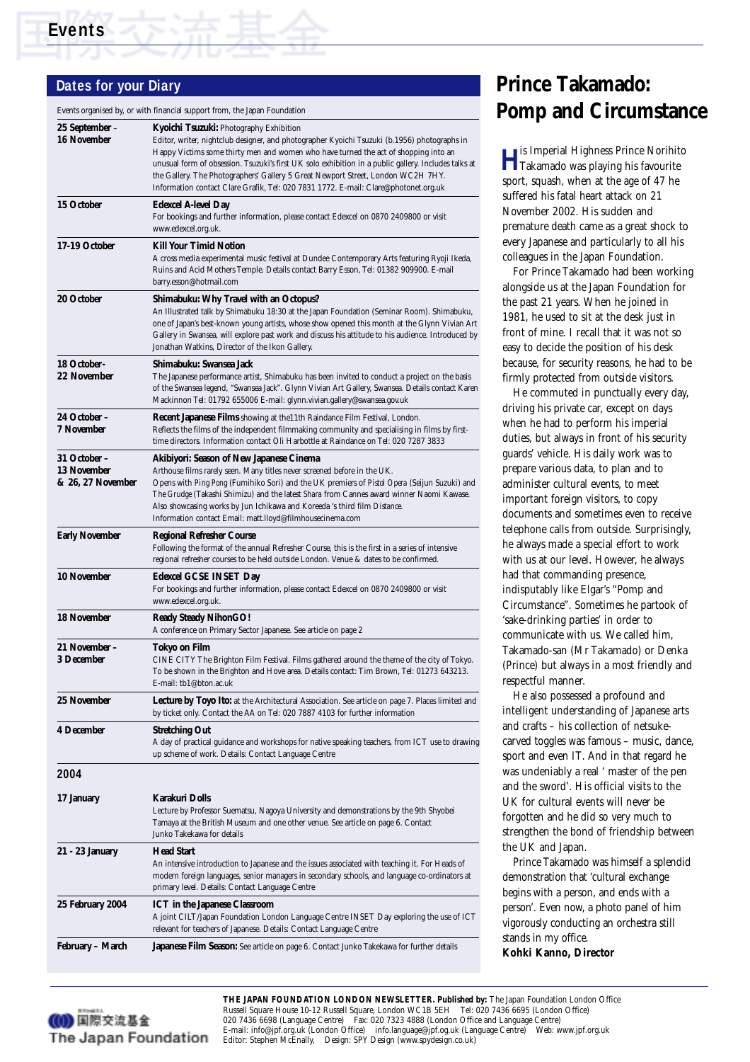# Events

## Dates for your Diary

Events organised by, or with financial support from, the Japan Foundation

| | |
|---|---|
| **25 September – 16 November** | **Kyoichi Tsuzuki:** Photography Exhibition<br>Editor, writer, nightclub designer, and photographer Kyoichi Tsuzuki (b.1956) photographs in Happy Victims some thirty men and women who have turned the act of shopping into an unusual form of obsession. Tsuzuki's first UK solo exhibition in a public gallery. Includes talks at the Gallery. The Photographers' Gallery 5 Great Newport Street, London WC2H 7HY. Information contact Clare Grafik, Tel: 020 7831 1772. E-mail: Clare@photonet.org.uk |
| **15 October** | **Edexcel A-level Day**<br>For bookings and further information, please contact Edexcel on 0870 2409800 or visit www.edexcel.org.uk. |
| **17-19 October** | **Kill Your Timid Notion**<br>A cross media experimental music festival at Dundee Contemporary Arts featuring Ryoji Ikeda, Ruins and Acid Mothers Temple. Details contact Barry Esson, Tel: 01382 909900. E-mail barry.esson@hotmail.com |
| **20 October** | **Shimabuku: Why Travel with an Octopus?**<br>An Illustrated talk by Shimabuku 18:30 at the Japan Foundation (Seminar Room). Shimabuku, one of Japan's best-known young artists, whose show opened this month at the Glynn Vivian Art Gallery in Swansea, will explore past work and discuss his attitude to his audience. Introduced by Jonathan Watkins, Director of the Ikon Gallery. |
| **18 October- 22 November** | **Shimabuku: Swansea Jack**<br>The Japanese performance artist, Shimabuku has been invited to conduct a project on the basis of the Swansea legend, "Swansea Jack". Glynn Vivian Art Gallery, Swansea. Details contact Karen Mackinnon Tel: 01792 655006 E-mail: glynn.vivian.gallery@swansea.gov.uk |
| **24 October – 7 November** | **Recent Japanese Films** showing at the11th Raindance Film Festival, London.<br>Reflects the films of the independent filmmaking community and specialising in films by first-time directors. Information contact Oli Harbottle at Raindance on Tel: 020 7287 3833 |
| **31 October – 13 November & 26, 27 November** | **Akibiyori: Season of New Japanese Cinema**<br>Arthouse films rarely seen. Many titles never screened before in the UK.<br>Opens with *Ping Pong* (Fumihiko Sori) and the UK premiers of *Pistol Opera* (Seijun Suzuki) and *The Grudge* (Takashi Shimizu) and the latest *Shara* from Cannes award winner Naomi Kawase. Also showcasing works by Jun Ichikawa and Koreeda 's third film *Distance*.<br>Information contact Email: matt.lloyd@filmhousecinema.com |
| **Early November** | **Regional Refresher Course**<br>Following the format of the annual Refresher Course, this is the first in a series of intensive regional refresher courses to be held outside London. Venue & dates to be confirmed. |
| **10 November** | **Edexcel GCSE INSET Day**<br>For bookings and further information, please contact Edexcel on 0870 2409800 or visit www.edexcel.org.uk. |
| **18 November** | **Ready Steady NihonGO!**<br>A conference on Primary Sector Japanese. See article on page 2 |
| **21 November – 3 December** | **Tokyo on Film**<br>CINE CITY The Brighton Film Festival. Films gathered around the theme of the city of Tokyo. To be shown in the Brighton and Hove area. Details contact: Tim Brown, Tel: 01273 643213. E-mail: tb1@bton.ac.uk |
| **25 November** | **Lecture by Toyo Ito:** at the Architectural Association. See article on page 7. Places limited and by ticket only. Contact the AA on Tel: 020 7887 4103 for further information |
| **4 December** | **Stretching Out**<br>A day of practical guidance and workshops for native speaking teachers, from ICT use to drawing up scheme of work. Details: Contact Language Centre |
| **2004** | |
| **17 January** | **Karakuri Dolls**<br>Lecture by Professor Suematsu, Nagoya University and demonstrations by the 9th Shyobei Tamaya at the British Museum and one other venue. See article on page 6. Contact Junko Takekawa for details |
| **21 - 23 January** | **Head Start**<br>An intensive introduction to Japanese and the issues associated with teaching it. For Heads of modern foreign languages, senior managers in secondary schools, and language co-ordinators at primary level. Details: Contact Language Centre |
| **25 February 2004** | **ICT in the Japanese Classroom**<br>A joint CILT/Japan Foundation London Language Centre INSET Day exploring the use of ICT relevant for teachers of Japanese. Details: Contact Language Centre |
| **February – March** | **Japanese Film Season:** See article on page 6. Contact Junko Takekawa for further details |

# Prince Takamado: Pomp and Circumstance

His Imperial Highness Prince Norihito Takamado was playing his favourite sport, squash, when at the age of 47 he suffered his fatal heart attack on 21 November 2002. His sudden and premature death came as a great shock to every Japanese and particularly to all his colleagues in the Japan Foundation.

For Prince Takamado had been working alongside us at the Japan Foundation for the past 21 years. When he joined in 1981, he used to sit at the desk just in front of mine. I recall that it was not so easy to decide the position of his desk because, for security reasons, he had to be firmly protected from outside visitors.

He commuted in punctually every day, driving his private car, except on days when he had to perform his imperial duties, but always in front of his security guards' vehicle. His daily work was to prepare various data, to plan and to administer cultural events, to meet important foreign visitors, to copy documents and sometimes even to receive telephone calls from outside. Surprisingly, he always made a special effort to work with us at our level. However, he always had that commanding presence, indisputably like Elgar's "Pomp and Circumstance". Sometimes he partook of 'sake-drinking parties' in order to communicate with us. We called him, Takamado-san (Mr Takamado) or Denka (Prince) but always in a most friendly and respectful manner.

He also possessed a profound and intelligent understanding of Japanese arts and crafts – his collection of netsuke-carved toggles was famous – music, dance, sport and even IT. And in that regard he was undeniably a real ' master of the pen and the sword'. His official visits to the UK for cultural events will never be forgotten and he did so very much to strengthen the bond of friendship between the UK and Japan.

Prince Takamado was himself a splendid demonstration that 'cultural exchange begins with a person, and ends with a person'. Even now, a photo panel of him vigorously conducting an orchestra still stands in my office.

**Kohki Kanno, Director**

---

国際交流基金 The Japan Foundation

**THE JAPAN FOUNDATION LONDON NEWSLETTER. Published by:** The Japan Foundation London Office
Russell Square House 10-12 Russell Square, London WC1B 5EH Tel: 020 7436 6695 (London Office)
020 7436 6698 (Language Centre) Fax: 020 7323 4888 (London Office and Language Centre)
E-mail: info@jpf.org.uk (London Office) info.language@jpf.org.uk (Language Centre) Web: www.jpf.org.uk
Editor: Stephen McEnally, Design: SPY Design (www.spydesign.co.uk)